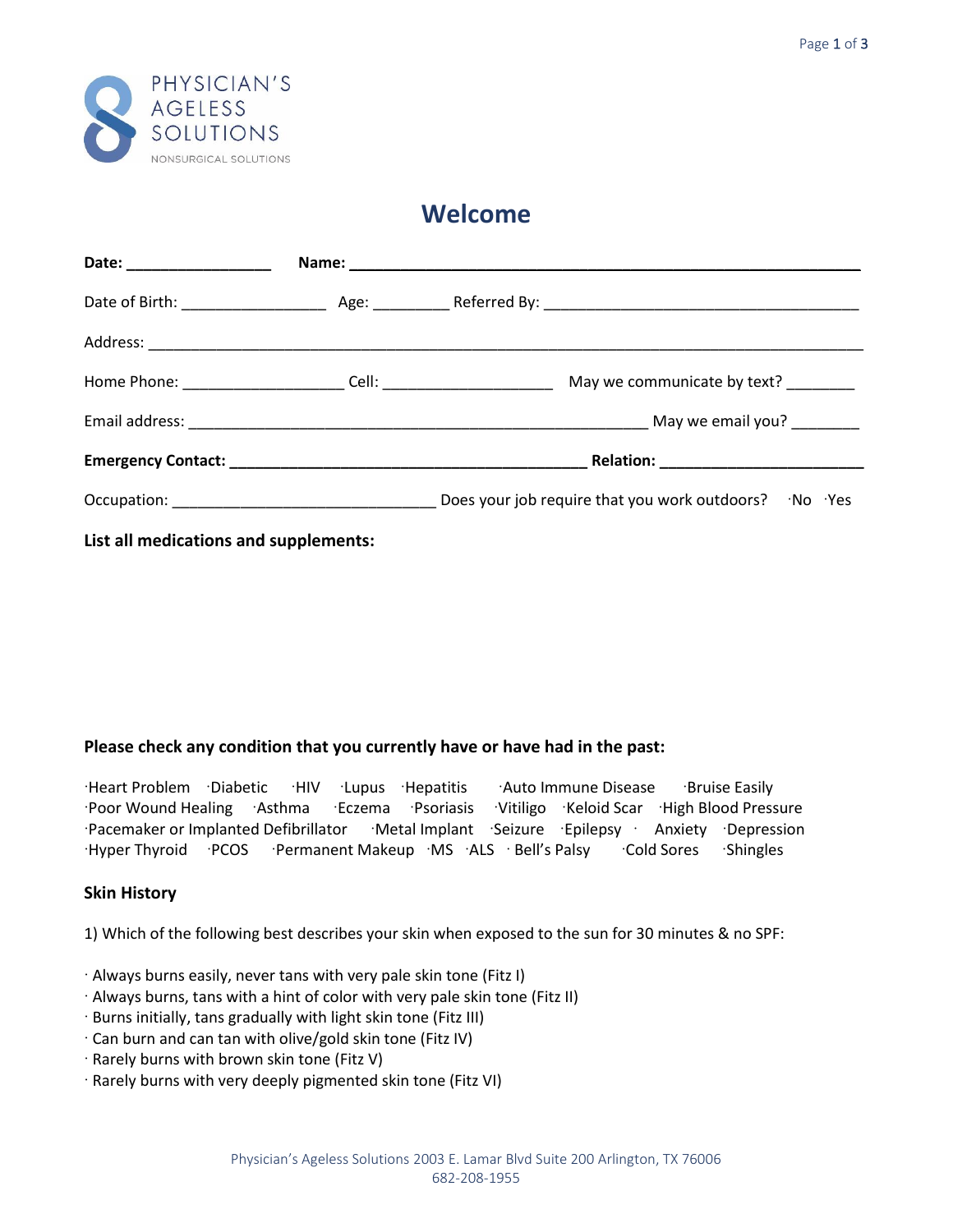PHYSICIAN'S AGELESS SOLUTIONS

NONSURGICAL SOLUTIONS

# Welcome

**Date:** ________________ **Name:** ____________________________________________________________

Date of Birth: ________________ Age: _________ Referred By: ____________________________________

Address: ___________________________________________________________________________________

Home Phone: __________________ Cell: ___________________ May we communicate by text? ________

Email address: ______________________________________________________ May we email you? ________

**Emergency Contact:** ________________________________________ **Relation:** ______________________

Occupation: ______________________________ Does your job require that you work outdoors? ·No ·Yes

**List all medications and supplements:**

**Please check any condition that you currently have or have had in the past:**

·Heart Problem ·Diabetic ·HIV ·Lupus ·Hepatitis ·Auto Immune Disease ·Bruise Easily
·Poor Wound Healing ·Asthma ·Eczema ·Psoriasis ·Vitiligo ·Keloid Scar ·High Blood Pressure
·Pacemaker or Implanted Defibrillator ·Metal Implant ·Seizure ·Epilepsy · Anxiety ·Depression
·Hyper Thyroid ·PCOS ·Permanent Makeup ·MS ·ALS · Bell's Palsy ·Cold Sores ·Shingles

**Skin History**

1) Which of the following best describes your skin when exposed to the sun for 30 minutes & no SPF:

· Always burns easily, never tans with very pale skin tone (Fitz I)
· Always burns, tans with a hint of color with very pale skin tone (Fitz II)
· Burns initially, tans gradually with light skin tone (Fitz III)
· Can burn and can tan with olive/gold skin tone (Fitz IV)
· Rarely burns with brown skin tone (Fitz V)
· Rarely burns with very deeply pigmented skin tone (Fitz VI)

Physician's Ageless Solutions 2003 E. Lamar Blvd Suite 200 Arlington, TX 76006
682-208-1955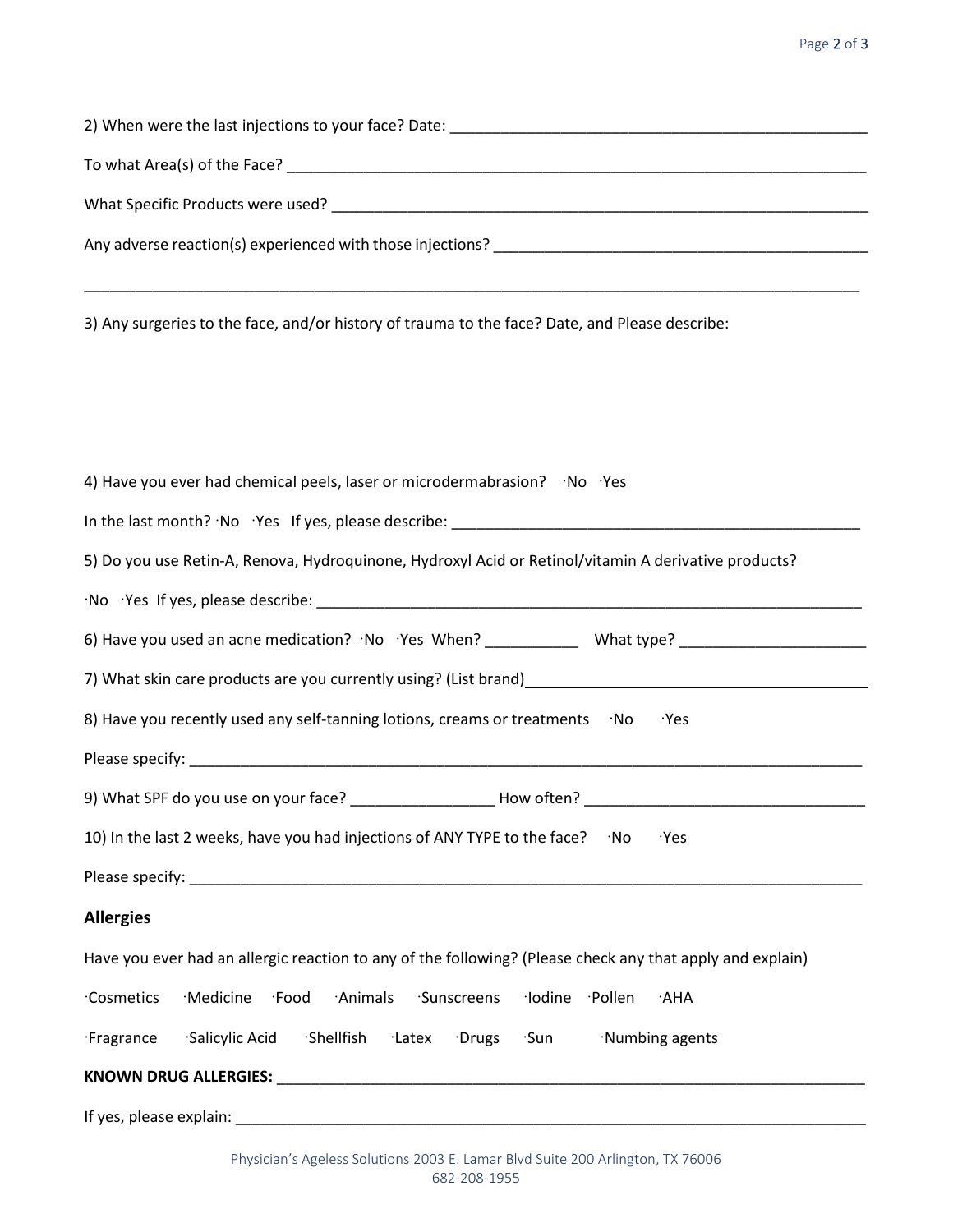2) When were the last injections to your face? Date: ___________________________________________________

To what Area(s) of the Face? _______________________________________________________________________

What Specific Products were used? ____________________________________________________________________

Any adverse reaction(s) experienced with those injections? _______________________________________________

___________________________________________________________________________________________

3) Any surgeries to the face, and/or history of trauma to the face? Date, and Please describe:

4) Have you ever had chemical peels, laser or microdermabrasion? ·No ·Yes

In the last month? ·No ·Yes If yes, please describe: ___________________________________________________

5) Do you use Retin-A, Renova, Hydroquinone, Hydroxyl Acid or Retinol/vitamin A derivative products?

·No ·Yes If yes, please describe: _____________________________________________________________________

6) Have you used an acne medication? ·No ·Yes When? ___________ What type? ______________________

7) What skin care products are you currently using? (List brand)____________________________________________

8) Have you recently used any self-tanning lotions, creams or treatments ·No ·Yes

Please specify: ______________________________________________________________________________

9) What SPF do you use on your face? _________________ How often? _________________________________

10) In the last 2 weeks, have you had injections of ANY TYPE to the face? ·No ·Yes

Please specify: ______________________________________________________________________________

### Allergies

Have you ever had an allergic reaction to any of the following? (Please check any that apply and explain)

·Cosmetics ·Medicine ·Food ·Animals ·Sunscreens ·Iodine ·Pollen ·AHA

·Fragrance ·Salicylic Acid ·Shellfish ·Latex ·Drugs ·Sun ·Numbing agents

**KNOWN DRUG ALLERGIES:** ______________________________________________________________________

If yes, please explain: __________________________________________________________________________

Physician's Ageless Solutions 2003 E. Lamar Blvd Suite 200 Arlington, TX 76006
682-208-1955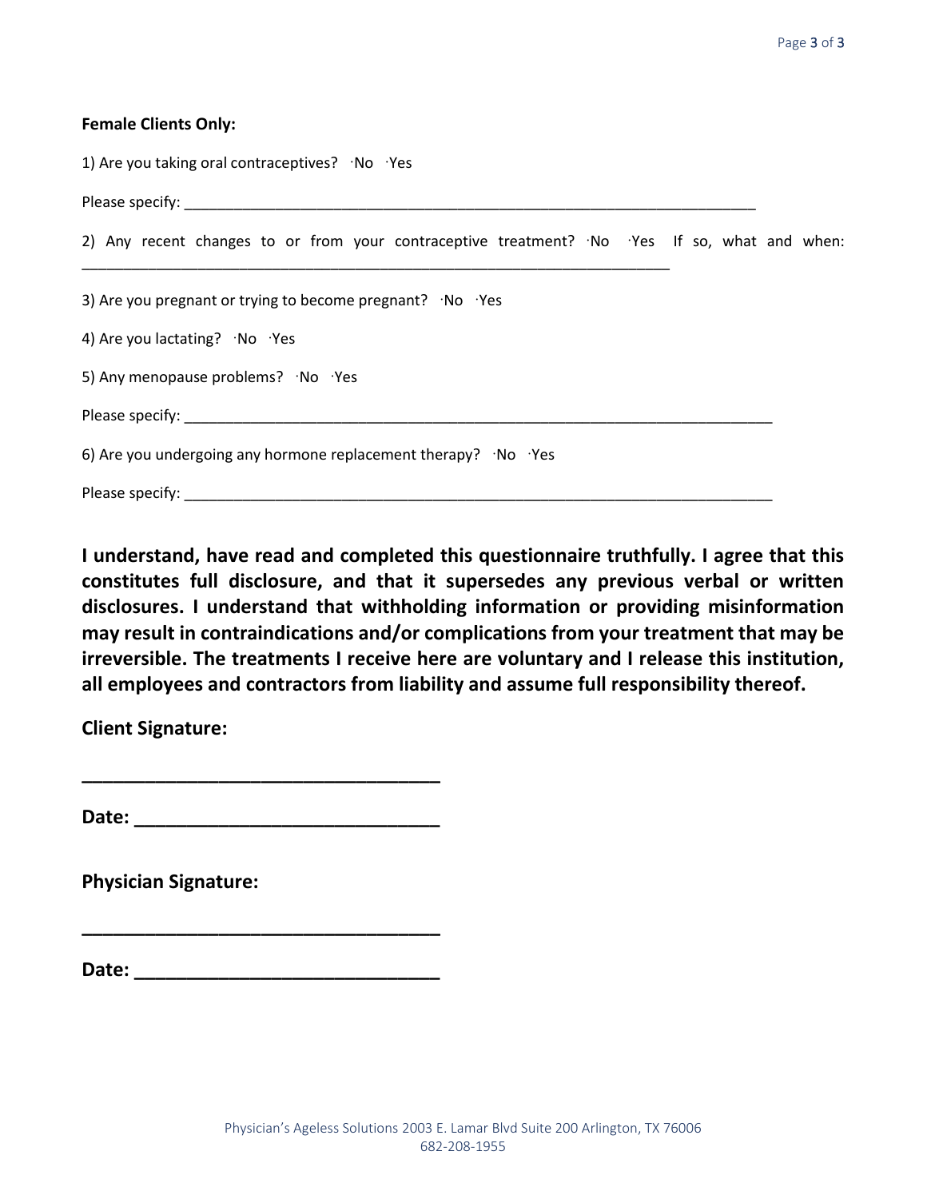**Female Clients Only:**

1) Are you taking oral contraceptives? ·No ·Yes

Please specify: ___________________________________________________________________________

2) Any recent changes to or from your contraceptive treatment? ·No ·Yes If so, what and when: ___________________________________________________________________________

3) Are you pregnant or trying to become pregnant? ·No ·Yes

4) Are you lactating? ·No ·Yes

5) Any menopause problems? ·No ·Yes

Please specify: ___________________________________________________________________________

6) Are you undergoing any hormone replacement therapy? ·No ·Yes

Please specify: ___________________________________________________________________________

**I understand, have read and completed this questionnaire truthfully. I agree that this constitutes full disclosure, and that it supersedes any previous verbal or written disclosures. I understand that withholding information or providing misinformation may result in contraindications and/or complications from your treatment that may be irreversible. The treatments I receive here are voluntary and I release this institution, all employees and contractors from liability and assume full responsibility thereof.**

**Client Signature:**

**_________________________________**

**Date: _____________________________**

**Physician Signature:**

**_________________________________**

**Date: _____________________________**

Physician's Ageless Solutions 2003 E. Lamar Blvd Suite 200 Arlington, TX 76006
682-208-1955